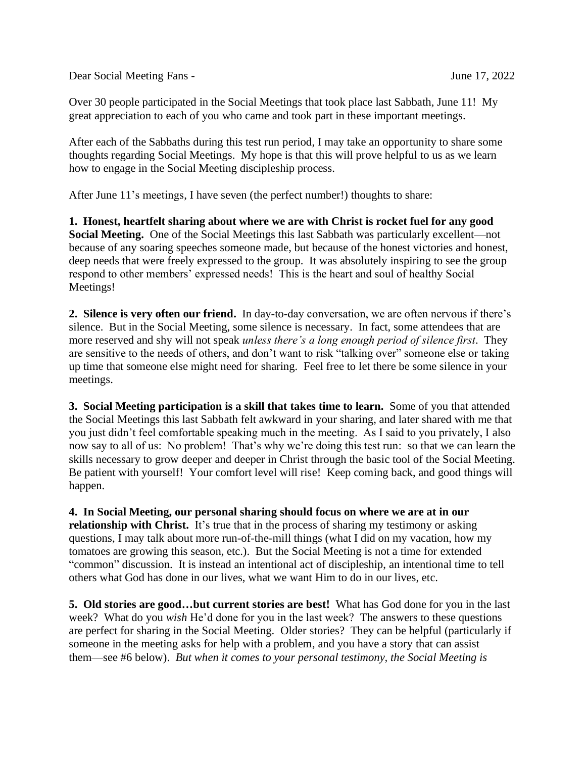Dear Social Meeting Fans - June 17, 2022

Over 30 people participated in the Social Meetings that took place last Sabbath, June 11! My great appreciation to each of you who came and took part in these important meetings.

After each of the Sabbaths during this test run period, I may take an opportunity to share some thoughts regarding Social Meetings. My hope is that this will prove helpful to us as we learn how to engage in the Social Meeting discipleship process.

After June 11's meetings, I have seven (the perfect number!) thoughts to share:

**1. Honest, heartfelt sharing about where we are with Christ is rocket fuel for any good Social Meeting.** One of the Social Meetings this last Sabbath was particularly excellent—not because of any soaring speeches someone made, but because of the honest victories and honest, deep needs that were freely expressed to the group. It was absolutely inspiring to see the group respond to other members' expressed needs! This is the heart and soul of healthy Social Meetings!

**2. Silence is very often our friend.** In day-to-day conversation, we are often nervous if there's silence. But in the Social Meeting, some silence is necessary. In fact, some attendees that are more reserved and shy will not speak *unless there's a long enough period of silence first*. They are sensitive to the needs of others, and don't want to risk "talking over" someone else or taking up time that someone else might need for sharing. Feel free to let there be some silence in your meetings.

**3. Social Meeting participation is a skill that takes time to learn.** Some of you that attended the Social Meetings this last Sabbath felt awkward in your sharing, and later shared with me that you just didn't feel comfortable speaking much in the meeting. As I said to you privately, I also now say to all of us: No problem! That's why we're doing this test run: so that we can learn the skills necessary to grow deeper and deeper in Christ through the basic tool of the Social Meeting. Be patient with yourself! Your comfort level will rise! Keep coming back, and good things will happen.

**4. In Social Meeting, our personal sharing should focus on where we are at in our relationship with Christ.** It's true that in the process of sharing my testimony or asking questions, I may talk about more run-of-the-mill things (what I did on my vacation, how my tomatoes are growing this season, etc.). But the Social Meeting is not a time for extended "common" discussion. It is instead an intentional act of discipleship, an intentional time to tell others what God has done in our lives, what we want Him to do in our lives, etc.

**5. Old stories are good…but current stories are best!** What has God done for you in the last week? What do you *wish* He'd done for you in the last week? The answers to these questions are perfect for sharing in the Social Meeting. Older stories? They can be helpful (particularly if someone in the meeting asks for help with a problem, and you have a story that can assist them—see #6 below). *But when it comes to your personal testimony, the Social Meeting is*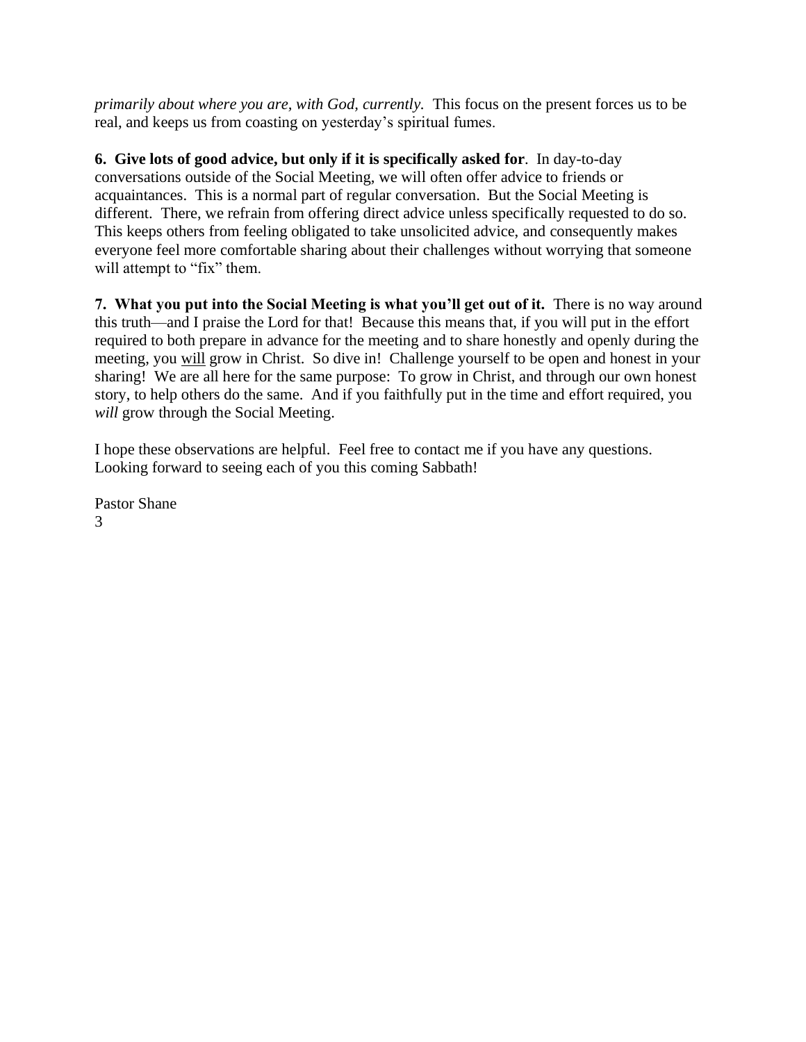*primarily about where you are, with God, currently.* This focus on the present forces us to be real, and keeps us from coasting on yesterday's spiritual fumes.

**6. Give lots of good advice, but only if it is specifically asked for**. In day-to-day conversations outside of the Social Meeting, we will often offer advice to friends or acquaintances. This is a normal part of regular conversation. But the Social Meeting is different. There, we refrain from offering direct advice unless specifically requested to do so. This keeps others from feeling obligated to take unsolicited advice, and consequently makes everyone feel more comfortable sharing about their challenges without worrying that someone will attempt to "fix" them.

**7. What you put into the Social Meeting is what you'll get out of it.** There is no way around this truth—and I praise the Lord for that! Because this means that, if you will put in the effort required to both prepare in advance for the meeting and to share honestly and openly during the meeting, you <u>will</u> grow in Christ. So dive in! Challenge yourself to be open and honest in your sharing! We are all here for the same purpose: To grow in Christ, and through our own honest story, to help others do the same. And if you faithfully put in the time and effort required, you *will* grow through the Social Meeting.

I hope these observations are helpful. Feel free to contact me if you have any questions. Looking forward to seeing each of you this coming Sabbath!

Pastor Shane